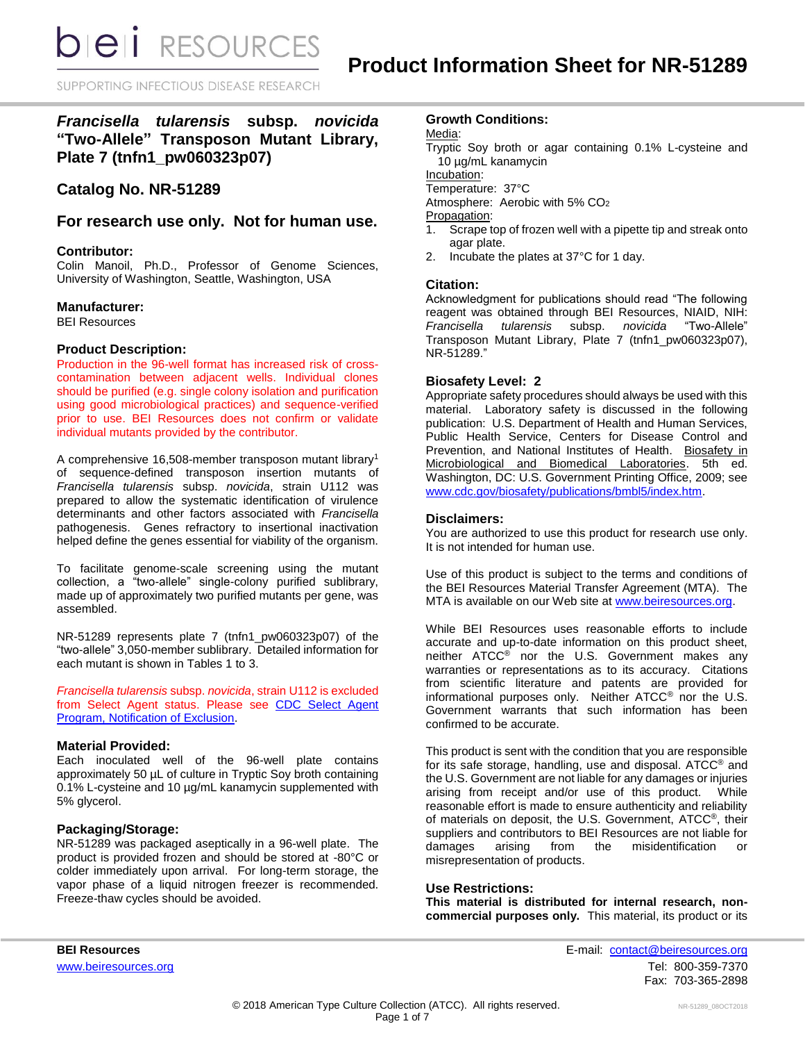# Product Information Sheet for NR-51289

## *Francisella tularensis* subsp. *novicida* "Two-Allele" Transposon Mutant Library, Plate 7 (tnfn1_pw060323p07)

## Catalog No. NR-51289

## For research use only. Not for human use.

### Contributor:

Colin Manoil, Ph.D., Professor of Genome Sciences, University of Washington, Seattle, Washington, USA

### Manufacturer:

BEI Resources

### Product Description:

Production in the 96-well format has increased risk of cross-contamination between adjacent wells. Individual clones should be purified (e.g. single colony isolation and purification using good microbiological practices) and sequence-verified prior to use. BEI Resources does not confirm or validate individual mutants provided by the contributor.

A comprehensive 16,508-member transposon mutant library[1] of sequence-defined transposon insertion mutants of *Francisella tularensis* subsp. *novicida*, strain U112 was prepared to allow the systematic identification of virulence determinants and other factors associated with *Francisella* pathogenesis. Genes refractory to insertional inactivation helped define the genes essential for viability of the organism.

To facilitate genome-scale screening using the mutant collection, a "two-allele" single-colony purified sublibrary, made up of approximately two purified mutants per gene, was assembled.

NR-51289 represents plate 7 (tnfn1_pw060323p07) of the "two-allele" 3,050-member sublibrary. Detailed information for each mutant is shown in Tables 1 to 3.

*Francisella tularensis* subsp. *novicida*, strain U112 is excluded from Select Agent status. Please see [CDC Select Agent Program, Notification of Exclusion](CDC Select Agent Program, Notification of Exclusion).

### Material Provided:

Each inoculated well of the 96-well plate contains approximately 50 µL of culture in Tryptic Soy broth containing 0.1% L-cysteine and 10 µg/mL kanamycin supplemented with 5% glycerol.

### Packaging/Storage:

NR-51289 was packaged aseptically in a 96-well plate. The product is provided frozen and should be stored at -80°C or colder immediately upon arrival. For long-term storage, the vapor phase of a liquid nitrogen freezer is recommended. Freeze-thaw cycles should be avoided.

### Growth Conditions:

Media:
Tryptic Soy broth or agar containing 0.1% L-cysteine and 10 µg/mL kanamycin

Incubation:
Temperature: 37°C
Atmosphere: Aerobic with 5% $CO_2$

Propagation:
1. Scrape top of frozen well with a pipette tip and streak onto agar plate.
2. Incubate the plates at 37°C for 1 day.

### Citation:

Acknowledgment for publications should read "The following reagent was obtained through BEI Resources, NIAID, NIH: *Francisella tularensis* subsp. *novicida* "Two-Allele" Transposon Mutant Library, Plate 7 (tnfn1_pw060323p07), NR-51289."

### Biosafety Level: 2

Appropriate safety procedures should always be used with this material. Laboratory safety is discussed in the following publication: U.S. Department of Health and Human Services, Public Health Service, Centers for Disease Control and Prevention, and National Institutes of Health. Biosafety in Microbiological and Biomedical Laboratories. 5th ed. Washington, DC: U.S. Government Printing Office, 2009; see www.cdc.gov/biosafety/publications/bmbl5/index.htm.

### Disclaimers:

You are authorized to use this product for research use only. It is not intended for human use.

Use of this product is subject to the terms and conditions of the BEI Resources Material Transfer Agreement (MTA). The MTA is available on our Web site at www.beiresources.org.

While BEI Resources uses reasonable efforts to include accurate and up-to-date information on this product sheet, neither ATCC® nor the U.S. Government makes any warranties or representations as to its accuracy. Citations from scientific literature and patents are provided for informational purposes only. Neither ATCC® nor the U.S. Government warrants that such information has been confirmed to be accurate.

This product is sent with the condition that you are responsible for its safe storage, handling, use and disposal. ATCC® and the U.S. Government are not liable for any damages or injuries arising from receipt and/or use of this product. While reasonable effort is made to ensure authenticity and reliability of materials on deposit, the U.S. Government, ATCC®, their suppliers and contributors to BEI Resources are not liable for damages arising from the misidentification or misrepresentation of products.

### Use Restrictions:

**This material is distributed for internal research, non-commercial purposes only.** This material, its product or its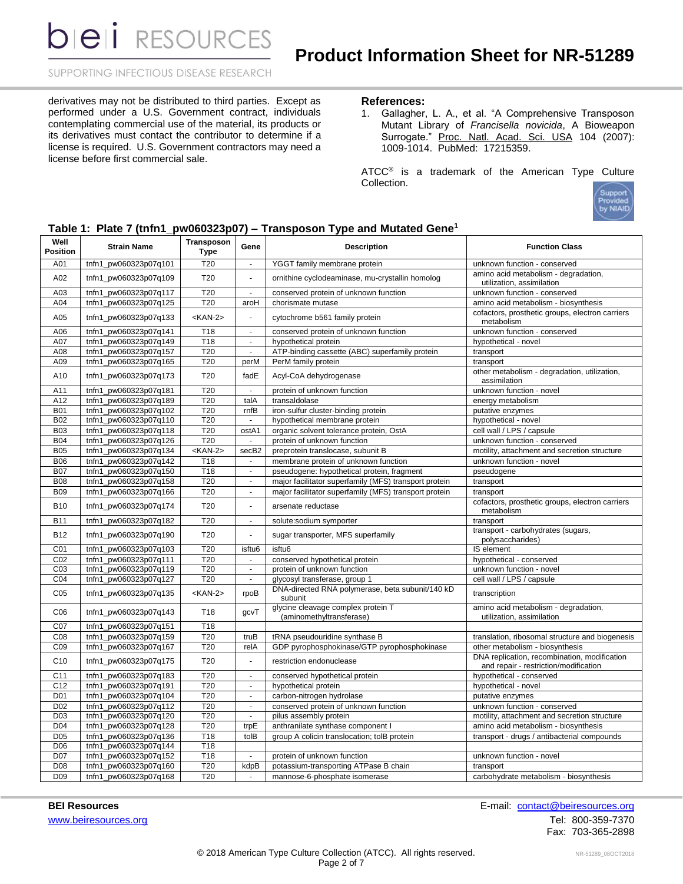derivatives may not be distributed to third parties. Except as performed under a U.S. Government contract, individuals contemplating commercial use of the material, its products or its derivatives must contact the contributor to determine if a license is required. U.S. Government contractors may need a license before first commercial sale.

## References:

1. Gallagher, L. A., et al. "A Comprehensive Transposon Mutant Library of *Francisella novicida*, A Bioweapon Surrogate." Proc. Natl. Acad. Sci. USA 104 (2007): 1009-1014. PubMed: 17215359.

ATCC® is a trademark of the American Type Culture Collection.

### Table 1: Plate 7 (tnfn1_pw060323p07) – Transposon Type and Mutated Gene[1]

| Well Position | Strain Name | Transposon Type | Gene | Description | Function Class |
|---|---|---|---|---|---|
| A01 | tnfn1_pw060323p07q101 | T20 | - | YGGT family membrane protein | unknown function - conserved |
| A02 | tnfn1_pw060323p07q109 | T20 | - | ornithine cyclodeaminase, mu-crystallin homolog | amino acid metabolism - degradation, utilization, assimilation |
| A03 | tnfn1_pw060323p07q117 | T20 | - | conserved protein of unknown function | unknown function - conserved |
| A04 | tnfn1_pw060323p07q125 | T20 | aroH | chorismate mutase | amino acid metabolism - biosynthesis |
| A05 | tnfn1_pw060323p07q133 | <KAN-2> | - | cytochrome b561 family protein | cofactors, prosthetic groups, electron carriers metabolism |
| A06 | tnfn1_pw060323p07q141 | T18 | - | conserved protein of unknown function | unknown function - conserved |
| A07 | tnfn1_pw060323p07q149 | T18 | - | hypothetical protein | hypothetical - novel |
| A08 | tnfn1_pw060323p07q157 | T20 | - | ATP-binding cassette (ABC) superfamily protein | transport |
| A09 | tnfn1_pw060323p07q165 | T20 | perM | PerM family protein | transport |
| A10 | tnfn1_pw060323p07q173 | T20 | fadE | Acyl-CoA dehydrogenase | other metabolism - degradation, utilization, assimilation |
| A11 | tnfn1_pw060323p07q181 | T20 | - | protein of unknown function | unknown function - novel |
| A12 | tnfn1_pw060323p07q189 | T20 | talA | transaldolase | energy metabolism |
| B01 | tnfn1_pw060323p07q102 | T20 | rnfB | iron-sulfur cluster-binding protein | putative enzymes |
| B02 | tnfn1_pw060323p07q110 | T20 | - | hypothetical membrane protein | hypothetical - novel |
| B03 | tnfn1_pw060323p07q118 | T20 | ostA1 | organic solvent tolerance protein, OstA | cell wall / LPS / capsule |
| B04 | tnfn1_pw060323p07q126 | T20 | - | protein of unknown function | unknown function - conserved |
| B05 | tnfn1_pw060323p07q134 | <KAN-2> | secB2 | preprotein translocase, subunit B | motility, attachment and secretion structure |
| B06 | tnfn1_pw060323p07q142 | T18 | - | membrane protein of unknown function | unknown function - novel |
| B07 | tnfn1_pw060323p07q150 | T18 | - | pseudogene: hypothetical protein, fragment | pseudogene |
| B08 | tnfn1_pw060323p07q158 | T20 | - | major facilitator superfamily (MFS) transport protein | transport |
| B09 | tnfn1_pw060323p07q166 | T20 | - | major facilitator superfamily (MFS) transport protein | transport |
| B10 | tnfn1_pw060323p07q174 | T20 | - | arsenate reductase | cofactors, prosthetic groups, electron carriers metabolism |
| B11 | tnfn1_pw060323p07q182 | T20 | - | solute:sodium symporter | transport |
| B12 | tnfn1_pw060323p07q190 | T20 | - | sugar transporter, MFS superfamily | transport - carbohydrates (sugars, polysaccharides) |
| C01 | tnfn1_pw060323p07q103 | T20 | isftu6 | isftu6 | IS element |
| C02 | tnfn1_pw060323p07q111 | T20 | - | conserved hypothetical protein | hypothetical - conserved |
| C03 | tnfn1_pw060323p07q119 | T20 | - | protein of unknown function | unknown function - novel |
| C04 | tnfn1_pw060323p07q127 | T20 | - | glycosyl transferase, group 1 | cell wall / LPS / capsule |
| C05 | tnfn1_pw060323p07q135 | <KAN-2> | rpoB | DNA-directed RNA polymerase, beta subunit/140 kD subunit | transcription |
| C06 | tnfn1_pw060323p07q143 | T18 | gcvT | glycine cleavage complex protein T (aminomethyltransferase) | amino acid metabolism - degradation, utilization, assimilation |
| C07 | tnfn1_pw060323p07q151 | T18 | | | |
| C08 | tnfn1_pw060323p07q159 | T20 | truB | tRNA pseudouridine synthase B | translation, ribosomal structure and biogenesis |
| C09 | tnfn1_pw060323p07q167 | T20 | relA | GDP pyrophosphokinase/GTP pyrophosphokinase | other metabolism - biosynthesis |
| C10 | tnfn1_pw060323p07q175 | T20 | - | restriction endonuclease | DNA replication, recombination, modification and repair - restriction/modification |
| C11 | tnfn1_pw060323p07q183 | T20 | - | conserved hypothetical protein | hypothetical - conserved |
| C12 | tnfn1_pw060323p07q191 | T20 | - | hypothetical protein | hypothetical - novel |
| D01 | tnfn1_pw060323p07q104 | T20 | - | carbon-nitrogen hydrolase | putative enzymes |
| D02 | tnfn1_pw060323p07q112 | T20 | - | conserved protein of unknown function | unknown function - conserved |
| D03 | tnfn1_pw060323p07q120 | T20 | - | pilus assembly protein | motility, attachment and secretion structure |
| D04 | tnfn1_pw060323p07q128 | T20 | trpE | anthranilate synthase component I | amino acid metabolism - biosynthesis |
| D05 | tnfn1_pw060323p07q136 | T18 | tolB | group A colicin translocation; tolB protein | transport - drugs / antibacterial compounds |
| D06 | tnfn1_pw060323p07q144 | T18 | | | |
| D07 | tnfn1_pw060323p07q152 | T18 | - | protein of unknown function | unknown function - novel |
| D08 | tnfn1_pw060323p07q160 | T20 | kdpB | potassium-transporting ATPase B chain | transport |
| D09 | tnfn1_pw060323p07q168 | T20 | - | mannose-6-phosphate isomerase | carbohydrate metabolism - biosynthesis |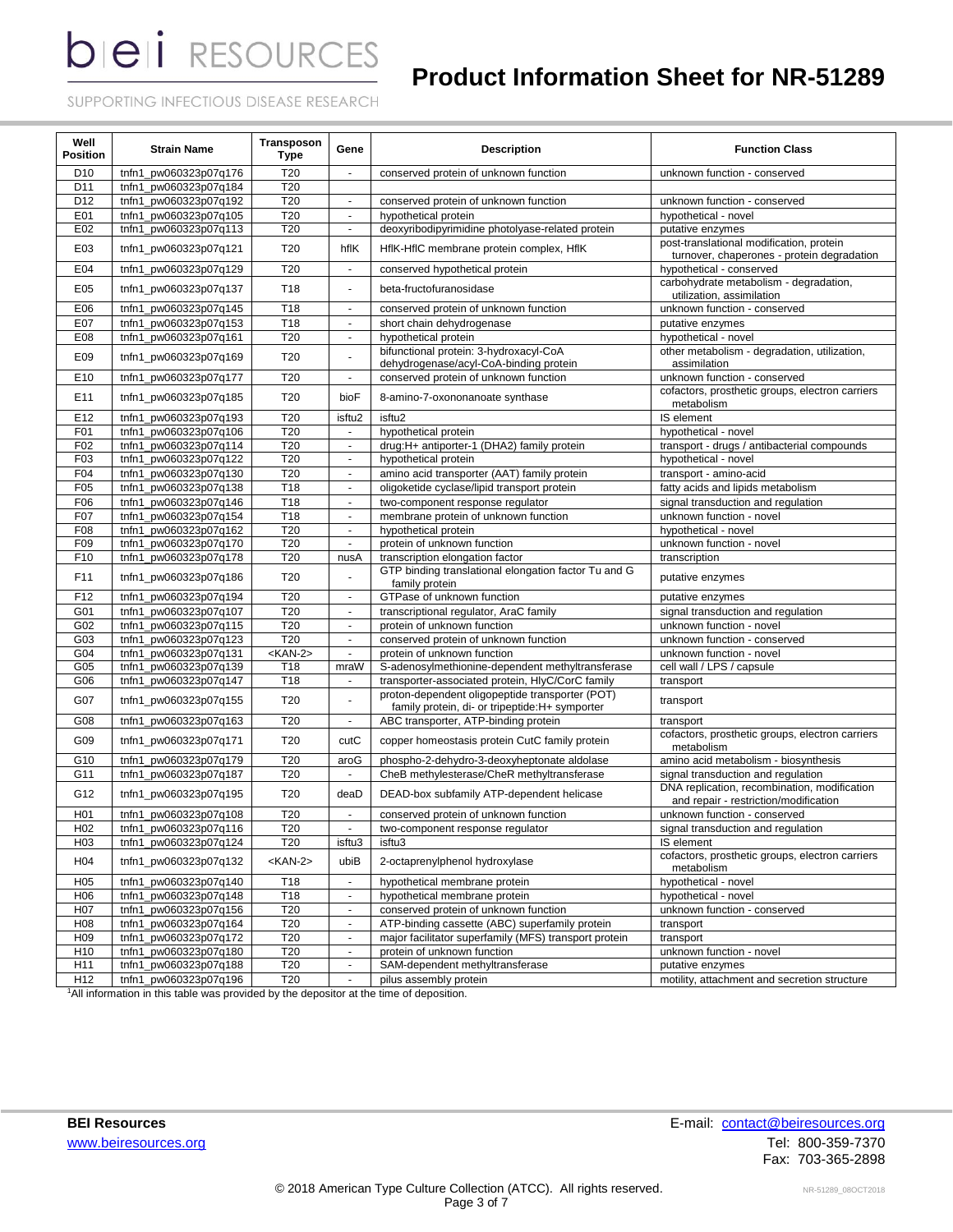# Product Information Sheet for NR-51289

| Well Position | Strain Name | Transposon Type | Gene | Description | Function Class |
|---|---|---|---|---|---|
| D10 | tnfn1_pw060323p07q176 | T20 | - | conserved protein of unknown function | unknown function - conserved |
| D11 | tnfn1_pw060323p07q184 | T20 | | | |
| D12 | tnfn1_pw060323p07q192 | T20 | - | conserved protein of unknown function | unknown function - conserved |
| E01 | tnfn1_pw060323p07q105 | T20 | - | hypothetical protein | hypothetical - novel |
| E02 | tnfn1_pw060323p07q113 | T20 | - | deoxyribodipyrimidine photolyase-related protein | putative enzymes |
| E03 | tnfn1_pw060323p07q121 | T20 | hflK | HflK-HflC membrane protein complex, HflK | post-translational modification, protein turnover, chaperones - protein degradation |
| E04 | tnfn1_pw060323p07q129 | T20 | - | conserved hypothetical protein | hypothetical - conserved |
| E05 | tnfn1_pw060323p07q137 | T18 | - | beta-fructofuranosidase | carbohydrate metabolism - degradation, utilization, assimilation |
| E06 | tnfn1_pw060323p07q145 | T18 | - | conserved protein of unknown function | unknown function - conserved |
| E07 | tnfn1_pw060323p07q153 | T18 | - | short chain dehydrogenase | putative enzymes |
| E08 | tnfn1_pw060323p07q161 | T20 | - | hypothetical protein | hypothetical - novel |
| E09 | tnfn1_pw060323p07q169 | T20 | - | bifunctional protein: 3-hydroxacyl-CoA dehydrogenase/acyl-CoA-binding protein | other metabolism - degradation, utilization, assimilation |
| E10 | tnfn1_pw060323p07q177 | T20 | - | conserved protein of unknown function | unknown function - conserved |
| E11 | tnfn1_pw060323p07q185 | T20 | bioF | 8-amino-7-oxononanoate synthase | cofactors, prosthetic groups, electron carriers metabolism |
| E12 | tnfn1_pw060323p07q193 | T20 | isftu2 | isftu2 | IS element |
| F01 | tnfn1_pw060323p07q106 | T20 | - | hypothetical protein | hypothetical - novel |
| F02 | tnfn1_pw060323p07q114 | T20 | - | drug:H+ antiporter-1 (DHA2) family protein | transport - drugs / antibacterial compounds |
| F03 | tnfn1_pw060323p07q122 | T20 | - | hypothetical protein | hypothetical - novel |
| F04 | tnfn1_pw060323p07q130 | T20 | - | amino acid transporter (AAT) family protein | transport - amino-acid |
| F05 | tnfn1_pw060323p07q138 | T20 | - | oligoketide cyclase/lipid transport protein | fatty acids and lipids metabolism |
| F06 | tnfn1_pw060323p07q146 | T18 | - | two-component response regulator | signal transduction and regulation |
| F07 | tnfn1_pw060323p07q154 | T18 | - | membrane protein of unknown function | unknown function - novel |
| F08 | tnfn1_pw060323p07q162 | T20 | - | hypothetical protein | hypothetical - novel |
| F09 | tnfn1_pw060323p07q170 | T20 | - | protein of unknown function | unknown function - novel |
| F10 | tnfn1_pw060323p07q178 | T20 | nusA | transcription elongation factor | transcription |
| F11 | tnfn1_pw060323p07q186 | T20 | - | GTP binding translational elongation factor Tu and G family protein | putative enzymes |
| F12 | tnfn1_pw060323p07q194 | T20 | - | GTPase of unknown function | putative enzymes |
| G01 | tnfn1_pw060323p07q107 | T20 | - | transcriptional regulator, AraC family | signal transduction and regulation |
| G02 | tnfn1_pw060323p07q115 | T20 | - | protein of unknown function | unknown function - novel |
| G03 | tnfn1_pw060323p07q123 | T20 | - | conserved protein of unknown function | unknown function - conserved |
| G04 | tnfn1_pw060323p07q131 | <KAN-2> | - | protein of unknown function | unknown function - novel |
| G05 | tnfn1_pw060323p07q139 | T18 | mraW | S-adenosylmethionine-dependent methyltransferase | cell wall / LPS / capsule |
| G06 | tnfn1_pw060323p07q147 | T18 | - | transporter-associated protein, HlyC/CorC family | transport |
| G07 | tnfn1_pw060323p07q155 | T20 | - | proton-dependent oligopeptide transporter (POT) family protein, di- or tripeptide:H+ symporter | transport |
| G08 | tnfn1_pw060323p07q163 | T20 | - | ABC transporter, ATP-binding protein | transport |
| G09 | tnfn1_pw060323p07q171 | T20 | cutC | copper homeostasis protein CutC family protein | cofactors, prosthetic groups, electron carriers metabolism |
| G10 | tnfn1_pw060323p07q179 | T20 | aroG | phospho-2-dehydro-3-deoxyheptonate aldolase | amino acid metabolism - biosynthesis |
| G11 | tnfn1_pw060323p07q187 | T20 | - | CheB methylesterase/CheR methyltransferase | signal transduction and regulation |
| G12 | tnfn1_pw060323p07q195 | T20 | deaD | DEAD-box subfamily ATP-dependent helicase | DNA replication, recombination, modification and repair - restriction/modification |
| H01 | tnfn1_pw060323p07q108 | T20 | - | conserved protein of unknown function | unknown function - conserved |
| H02 | tnfn1_pw060323p07q116 | T20 | - | two-component response regulator | signal transduction and regulation |
| H03 | tnfn1_pw060323p07q124 | T20 | isftu3 | isftu3 | IS element |
| H04 | tnfn1_pw060323p07q132 | <KAN-2> | ubiB | 2-octaprenylphenol hydroxylase | cofactors, prosthetic groups, electron carriers metabolism |
| H05 | tnfn1_pw060323p07q140 | T18 | - | hypothetical membrane protein | hypothetical - novel |
| H06 | tnfn1_pw060323p07q148 | T18 | - | hypothetical membrane protein | hypothetical - novel |
| H07 | tnfn1_pw060323p07q156 | T20 | - | conserved protein of unknown function | unknown function - conserved |
| H08 | tnfn1_pw060323p07q164 | T20 | - | ATP-binding cassette (ABC) superfamily protein | transport |
| H09 | tnfn1_pw060323p07q172 | T20 | - | major facilitator superfamily (MFS) transport protein | transport |
| H10 | tnfn1_pw060323p07q180 | T20 | - | protein of unknown function | unknown function - novel |
| H11 | tnfn1_pw060323p07q188 | T20 | - | SAM-dependent methyltransferase | putative enzymes |
| H12 | tnfn1_pw060323p07q196 | T20 | - | pilus assembly protein | motility, attachment and secretion structure |

[1]All information in this table was provided by the depositor at the time of deposition.

**BEI Resources**
www.beiresources.org

E-mail: contact@beiresources.org
Tel: 800-359-7370
Fax: 703-365-2898

© 2018 American Type Culture Collection (ATCC). All rights reserved.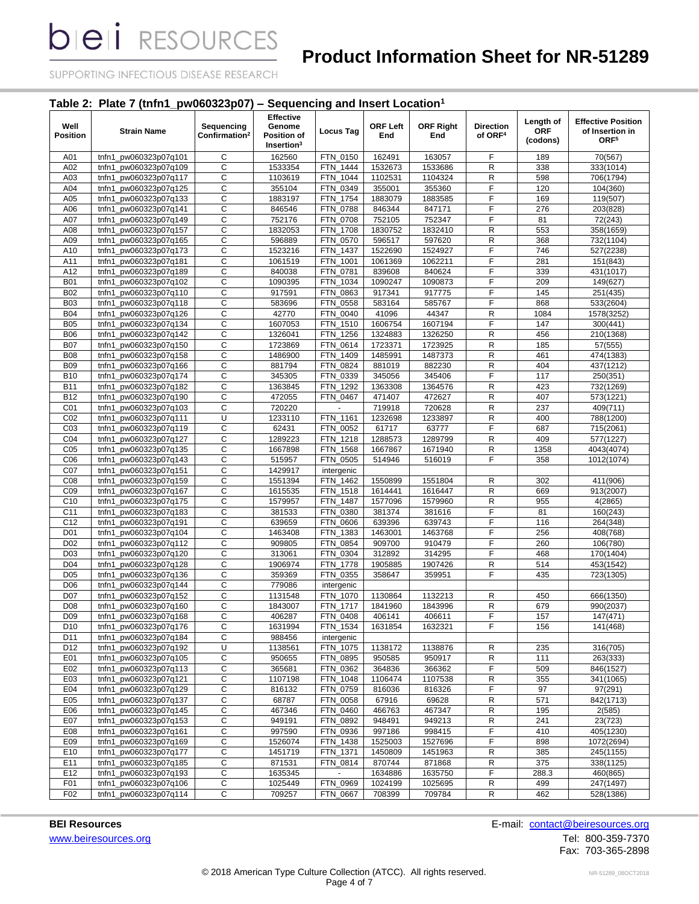## Table 2: Plate 7 (tnfn1_pw060323p07) – Sequencing and Insert Location[1]

| Well Position | Strain Name | Sequencing Confirmation[2] | Effective Genome Position of Insertion[3] | Locus Tag | ORF Left End | ORF Right End | Direction of ORF[4] | Length of ORF (codons) | Effective Position of Insertion in ORF[5] |
|---|---|---|---|---|---|---|---|---|---|
| A01 | tnfn1_pw060323p07q101 | C | 162560 | FTN_0150 | 162491 | 163057 | F | 189 | 70(567) |
| A02 | tnfn1_pw060323p07q109 | C | 1533354 | FTN_1444 | 1532673 | 1533686 | R | 338 | 333(1014) |
| A03 | tnfn1_pw060323p07q117 | C | 1103619 | FTN_1044 | 1102531 | 1104324 | R | 598 | 706(1794) |
| A04 | tnfn1_pw060323p07q125 | C | 355104 | FTN_0349 | 355001 | 355360 | F | 120 | 104(360) |
| A05 | tnfn1_pw060323p07q133 | C | 1883197 | FTN_1754 | 1883079 | 1883585 | F | 169 | 119(507) |
| A06 | tnfn1_pw060323p07q141 | C | 846546 | FTN_0788 | 846344 | 847171 | F | 276 | 203(828) |
| A07 | tnfn1_pw060323p07q149 | C | 752176 | FTN_0708 | 752105 | 752347 | F | 81 | 72(243) |
| A08 | tnfn1_pw060323p07q157 | C | 1832053 | FTN_1708 | 1830752 | 1832410 | R | 553 | 358(1659) |
| A09 | tnfn1_pw060323p07q165 | C | 596889 | FTN_0570 | 596517 | 597620 | R | 368 | 732(1104) |
| A10 | tnfn1_pw060323p07q173 | C | 1523216 | FTN_1437 | 1522690 | 1524927 | F | 746 | 527(2238) |
| A11 | tnfn1_pw060323p07q181 | C | 1061519 | FTN_1001 | 1061369 | 1062211 | F | 281 | 151(843) |
| A12 | tnfn1_pw060323p07q189 | C | 840038 | FTN_0781 | 839608 | 840624 | F | 339 | 431(1017) |
| B01 | tnfn1_pw060323p07q102 | C | 1090395 | FTN_1034 | 1090247 | 1090873 | F | 209 | 149(627) |
| B02 | tnfn1_pw060323p07q110 | C | 917591 | FTN_0863 | 917341 | 917775 | F | 145 | 251(435) |
| B03 | tnfn1_pw060323p07q118 | C | 583696 | FTN_0558 | 583164 | 585767 | F | 868 | 533(2604) |
| B04 | tnfn1_pw060323p07q126 | C | 42770 | FTN_0040 | 41096 | 44347 | R | 1084 | 1578(3252) |
| B05 | tnfn1_pw060323p07q134 | C | 1607053 | FTN_1510 | 1606754 | 1607194 | F | 147 | 300(441) |
| B06 | tnfn1_pw060323p07q142 | C | 1326041 | FTN_1256 | 1324883 | 1326250 | R | 456 | 210(1368) |
| B07 | tnfn1_pw060323p07q150 | C | 1723869 | FTN_0614 | 1723371 | 1723925 | R | 185 | 57(555) |
| B08 | tnfn1_pw060323p07q158 | C | 1486900 | FTN_1409 | 1485991 | 1487373 | R | 461 | 474(1383) |
| B09 | tnfn1_pw060323p07q166 | C | 881794 | FTN_0824 | 881019 | 882230 | R | 404 | 437(1212) |
| B10 | tnfn1_pw060323p07q174 | C | 345305 | FTN_0339 | 345056 | 345406 | F | 117 | 250(351) |
| B11 | tnfn1_pw060323p07q182 | C | 1363845 | FTN_1292 | 1363308 | 1364576 | R | 423 | 732(1269) |
| B12 | tnfn1_pw060323p07q190 | C | 472055 | FTN_0467 | 471407 | 472627 | R | 407 | 573(1221) |
| C01 | tnfn1_pw060323p07q103 | C | 720220 | - | 719918 | 720628 | R | 237 | 409(711) |
| C02 | tnfn1_pw060323p07q111 | U | 1233110 | FTN_1161 | 1232698 | 1233897 | R | 400 | 788(1200) |
| C03 | tnfn1_pw060323p07q119 | C | 62431 | FTN_0052 | 61717 | 63777 | F | 687 | 715(2061) |
| C04 | tnfn1_pw060323p07q127 | C | 1289223 | FTN_1218 | 1288573 | 1289799 | R | 409 | 577(1227) |
| C05 | tnfn1_pw060323p07q135 | C | 1667898 | FTN_1568 | 1667867 | 1671940 | R | 1358 | 4043(4074) |
| C06 | tnfn1_pw060323p07q143 | C | 515957 | FTN_0505 | 514946 | 516019 | F | 358 | 1012(1074) |
| C07 | tnfn1_pw060323p07q151 | C | 1429917 | intergenic | | | | | |
| C08 | tnfn1_pw060323p07q159 | C | 1551394 | FTN_1462 | 1550899 | 1551804 | R | 302 | 411(906) |
| C09 | tnfn1_pw060323p07q167 | C | 1615535 | FTN_1518 | 1614441 | 1616447 | R | 669 | 913(2007) |
| C10 | tnfn1_pw060323p07q175 | C | 1579957 | FTN_1487 | 1577096 | 1579960 | R | 955 | 4(2865) |
| C11 | tnfn1_pw060323p07q183 | C | 381533 | FTN_0380 | 381374 | 381616 | F | 81 | 160(243) |
| C12 | tnfn1_pw060323p07q191 | C | 639659 | FTN_0606 | 639396 | 639743 | F | 116 | 264(348) |
| D01 | tnfn1_pw060323p07q104 | C | 1463408 | FTN_1383 | 1463001 | 1463768 | F | 256 | 408(768) |
| D02 | tnfn1_pw060323p07q112 | C | 909805 | FTN_0854 | 909700 | 910479 | F | 260 | 106(780) |
| D03 | tnfn1_pw060323p07q120 | C | 313061 | FTN_0304 | 312892 | 314295 | F | 468 | 170(1404) |
| D04 | tnfn1_pw060323p07q128 | C | 1906974 | FTN_1778 | 1905885 | 1907426 | R | 514 | 453(1542) |
| D05 | tnfn1_pw060323p07q136 | C | 359369 | FTN_0355 | 358647 | 359951 | F | 435 | 723(1305) |
| D06 | tnfn1_pw060323p07q144 | C | 779086 | intergenic | | | | | |
| D07 | tnfn1_pw060323p07q152 | C | 1131548 | FTN_1070 | 1130864 | 1132213 | R | 450 | 666(1350) |
| D08 | tnfn1_pw060323p07q160 | C | 1843007 | FTN_1717 | 1841960 | 1843996 | R | 679 | 990(2037) |
| D09 | tnfn1_pw060323p07q168 | C | 406287 | FTN_0408 | 406141 | 406611 | F | 157 | 147(471) |
| D10 | tnfn1_pw060323p07q176 | C | 1631994 | FTN_1534 | 1631854 | 1632321 | F | 156 | 141(468) |
| D11 | tnfn1_pw060323p07q184 | C | 988456 | intergenic | | | | | |
| D12 | tnfn1_pw060323p07q192 | U | 1138561 | FTN_1075 | 1138172 | 1138876 | R | 235 | 316(705) |
| E01 | tnfn1_pw060323p07q105 | C | 950655 | FTN_0895 | 950585 | 950917 | R | 111 | 263(333) |
| E02 | tnfn1_pw060323p07q113 | C | 365681 | FTN_0362 | 364836 | 366362 | F | 509 | 846(1527) |
| E03 | tnfn1_pw060323p07q121 | C | 1107198 | FTN_1048 | 1106474 | 1107538 | R | 355 | 341(1065) |
| E04 | tnfn1_pw060323p07q129 | C | 816132 | FTN_0759 | 816036 | 816326 | F | 97 | 97(291) |
| E05 | tnfn1_pw060323p07q137 | C | 68787 | FTN_0058 | 67916 | 69628 | R | 571 | 842(1713) |
| E06 | tnfn1_pw060323p07q145 | C | 467346 | FTN_0460 | 466763 | 467347 | R | 195 | 2(585) |
| E07 | tnfn1_pw060323p07q153 | C | 949191 | FTN_0892 | 948491 | 949213 | R | 241 | 23(723) |
| E08 | tnfn1_pw060323p07q161 | C | 997590 | FTN_0936 | 997186 | 998415 | F | 410 | 405(1230) |
| E09 | tnfn1_pw060323p07q169 | C | 1526074 | FTN_1438 | 1525003 | 1527696 | F | 898 | 1072(2694) |
| E10 | tnfn1_pw060323p07q177 | C | 1451719 | FTN_1371 | 1450809 | 1451963 | R | 385 | 245(1155) |
| E11 | tnfn1_pw060323p07q185 | C | 871531 | FTN_0814 | 870744 | 871868 | R | 375 | 338(1125) |
| E12 | tnfn1_pw060323p07q193 | C | 1635345 | - | 1634886 | 1635750 | F | 288.3 | 460(865) |
| F01 | tnfn1_pw060323p07q106 | C | 1025449 | FTN_0969 | 1024199 | 1025695 | R | 499 | 247(1497) |
| F02 | tnfn1_pw060323p07q114 | C | 709257 | FTN_0667 | 708399 | 709784 | R | 462 | 528(1386) |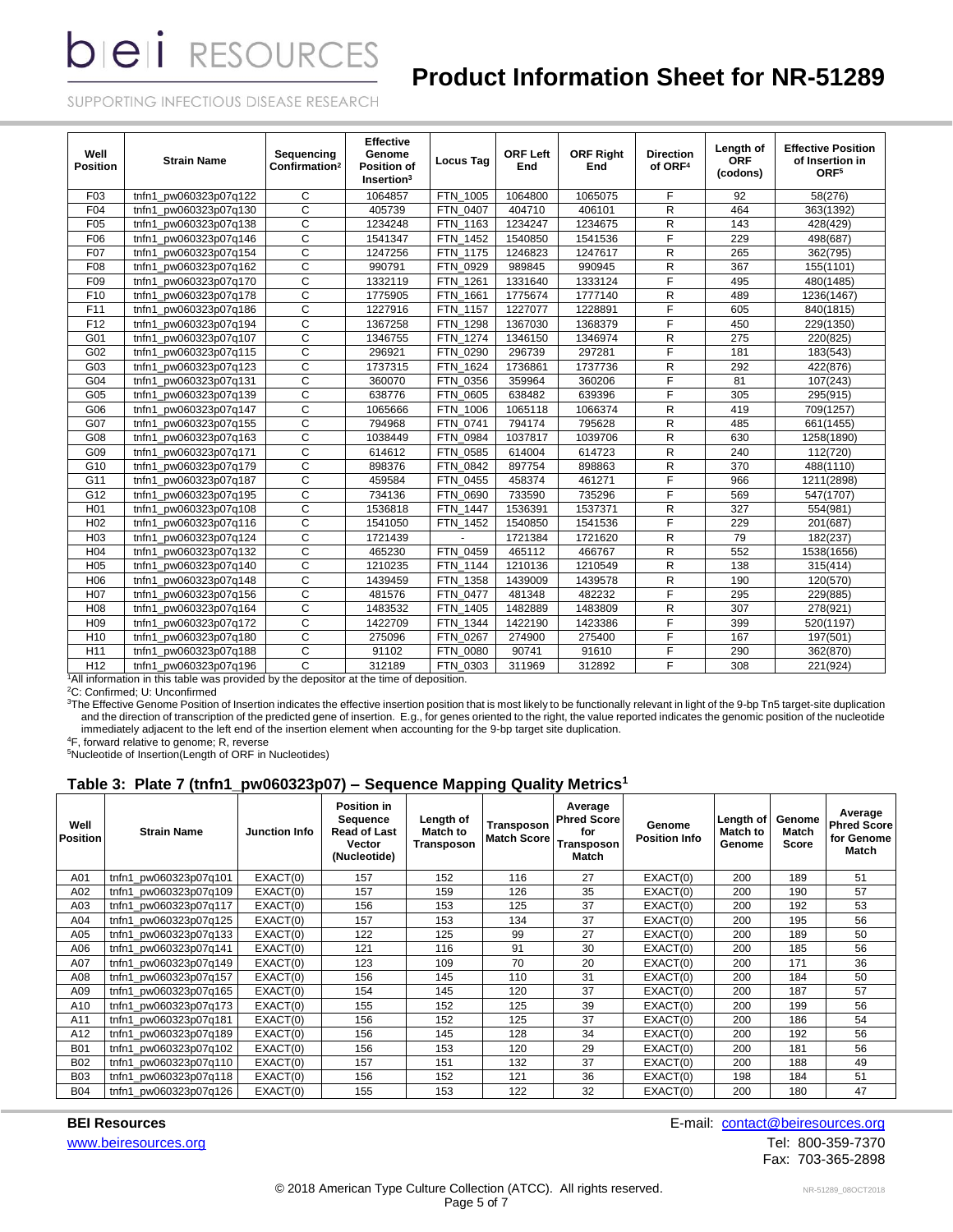| Well Position | Strain Name | Sequencing Confirmation[2] | Effective Genome Position of Insertion[3] | Locus Tag | ORF Left End | ORF Right End | Direction of ORF[4] | Length of ORF (codons) | Effective Position of Insertion in ORF[5] |
|---|---|---|---|---|---|---|---|---|---|
| F03 | tnfn1_pw060323p07q122 | C | 1064857 | FTN_1005 | 1064800 | 1065075 | F | 92 | 58(276) |
| F04 | tnfn1_pw060323p07q130 | C | 405739 | FTN_0407 | 404710 | 406101 | R | 464 | 363(1392) |
| F05 | tnfn1_pw060323p07q138 | C | 1234248 | FTN_1163 | 1234247 | 1234675 | R | 143 | 428(429) |
| F06 | tnfn1_pw060323p07q146 | C | 1541347 | FTN_1452 | 1540850 | 1541536 | F | 229 | 498(687) |
| F07 | tnfn1_pw060323p07q154 | C | 1247256 | FTN_1175 | 1246823 | 1247617 | R | 265 | 362(795) |
| F08 | tnfn1_pw060323p07q162 | C | 990791 | FTN_0929 | 989845 | 990945 | R | 367 | 155(1101) |
| F09 | tnfn1_pw060323p07q170 | C | 1332119 | FTN_1261 | 1331640 | 1333124 | F | 495 | 480(1485) |
| F10 | tnfn1_pw060323p07q178 | C | 1775905 | FTN_1661 | 1775674 | 1777140 | R | 489 | 1236(1467) |
| F11 | tnfn1_pw060323p07q186 | C | 1227916 | FTN_1157 | 1227077 | 1228891 | F | 605 | 840(1815) |
| F12 | tnfn1_pw060323p07q194 | C | 1367258 | FTN_1298 | 1367030 | 1368379 | F | 450 | 229(1350) |
| G01 | tnfn1_pw060323p07q107 | C | 1346755 | FTN_1274 | 1346150 | 1346974 | R | 275 | 220(825) |
| G02 | tnfn1_pw060323p07q115 | C | 296921 | FTN_0290 | 296739 | 297281 | F | 181 | 183(543) |
| G03 | tnfn1_pw060323p07q123 | C | 1737315 | FTN_1624 | 1736861 | 1737736 | R | 292 | 422(876) |
| G04 | tnfn1_pw060323p07q131 | C | 360070 | FTN_0356 | 359964 | 360206 | F | 81 | 107(243) |
| G05 | tnfn1_pw060323p07q139 | C | 638776 | FTN_0605 | 638482 | 639396 | F | 305 | 295(915) |
| G06 | tnfn1_pw060323p07q147 | C | 1065666 | FTN_1006 | 1065118 | 1066374 | R | 419 | 709(1257) |
| G07 | tnfn1_pw060323p07q155 | C | 794968 | FTN_0741 | 794174 | 795628 | R | 485 | 661(1455) |
| G08 | tnfn1_pw060323p07q163 | C | 1038449 | FTN_0984 | 1037817 | 1039706 | R | 630 | 1258(1890) |
| G09 | tnfn1_pw060323p07q171 | C | 614612 | FTN_0585 | 614004 | 614723 | R | 240 | 112(720) |
| G10 | tnfn1_pw060323p07q179 | C | 898376 | FTN_0842 | 897754 | 898863 | R | 370 | 488(1110) |
| G11 | tnfn1_pw060323p07q187 | C | 459584 | FTN_0455 | 458374 | 461271 | F | 966 | 1211(2898) |
| G12 | tnfn1_pw060323p07q195 | C | 734136 | FTN_0690 | 733590 | 735296 | F | 569 | 547(1707) |
| H01 | tnfn1_pw060323p07q108 | C | 1536818 | FTN_1447 | 1536391 | 1537371 | R | 327 | 554(981) |
| H02 | tnfn1_pw060323p07q116 | C | 1541050 | FTN_1452 | 1540850 | 1541536 | F | 229 | 201(687) |
| H03 | tnfn1_pw060323p07q124 | C | 1721439 | - | 1721384 | 1721620 | R | 79 | 182(237) |
| H04 | tnfn1_pw060323p07q132 | C | 465230 | FTN_0459 | 465112 | 466767 | R | 552 | 1538(1656) |
| H05 | tnfn1_pw060323p07q140 | C | 1210235 | FTN_1144 | 1210136 | 1210549 | R | 138 | 315(414) |
| H06 | tnfn1_pw060323p07q148 | C | 1439459 | FTN_1358 | 1439009 | 1439578 | R | 190 | 120(570) |
| H07 | tnfn1_pw060323p07q156 | C | 481576 | FTN_0477 | 481348 | 482232 | F | 295 | 229(885) |
| H08 | tnfn1_pw060323p07q164 | C | 1483532 | FTN_1405 | 1482889 | 1483809 | R | 307 | 278(921) |
| H09 | tnfn1_pw060323p07q172 | C | 1422709 | FTN_1344 | 1422190 | 1423386 | F | 399 | 520(1197) |
| H10 | tnfn1_pw060323p07q180 | C | 275096 | FTN_0267 | 274900 | 275400 | F | 167 | 197(501) |
| H11 | tnfn1_pw060323p07q188 | C | 91102 | FTN_0080 | 90741 | 91610 | F | 290 | 362(870) |
| H12 | tnfn1_pw060323p07q196 | C | 312189 | FTN_0303 | 311969 | 312892 | F | 308 | 221(924) |

[1]All information in this table was provided by the depositor at the time of deposition.

[2]C: Confirmed; U: Unconfirmed

[3]The Effective Genome Position of Insertion indicates the effective insertion position that is most likely to be functionally relevant in light of the 9-bp Tn5 target-site duplication and the direction of transcription of the predicted gene of insertion. E.g., for genes oriented to the right, the value reported indicates the genomic position of the nucleotide immediately adjacent to the left end of the insertion element when accounting for the 9-bp target site duplication.

[4]F, forward relative to genome; R, reverse

[5]Nucleotide of Insertion(Length of ORF in Nucleotides)

### Table 3: Plate 7 (tnfn1_pw060323p07) – Sequence Mapping Quality Metrics[1]

| Well Position | Strain Name | Junction Info | Position in Sequence Read of Last Vector (Nucleotide) | Length of Match to Transposon | Transposon Match Score | Average Phred Score for Transposon Match | Genome Position Info | Length of Match to Genome | Genome Match Score | Average Phred Score for Genome Match |
|---|---|---|---|---|---|---|---|---|---|---|
| A01 | tnfn1_pw060323p07q101 | EXACT(0) | 157 | 152 | 116 | 27 | EXACT(0) | 200 | 189 | 51 |
| A02 | tnfn1_pw060323p07q109 | EXACT(0) | 157 | 159 | 126 | 35 | EXACT(0) | 200 | 190 | 57 |
| A03 | tnfn1_pw060323p07q117 | EXACT(0) | 156 | 153 | 125 | 37 | EXACT(0) | 200 | 192 | 53 |
| A04 | tnfn1_pw060323p07q125 | EXACT(0) | 157 | 153 | 134 | 37 | EXACT(0) | 200 | 195 | 56 |
| A05 | tnfn1_pw060323p07q133 | EXACT(0) | 122 | 125 | 99 | 27 | EXACT(0) | 200 | 189 | 50 |
| A06 | tnfn1_pw060323p07q141 | EXACT(0) | 121 | 116 | 91 | 30 | EXACT(0) | 200 | 185 | 56 |
| A07 | tnfn1_pw060323p07q149 | EXACT(0) | 123 | 109 | 70 | 20 | EXACT(0) | 200 | 171 | 36 |
| A08 | tnfn1_pw060323p07q157 | EXACT(0) | 156 | 145 | 110 | 31 | EXACT(0) | 200 | 184 | 50 |
| A09 | tnfn1_pw060323p07q165 | EXACT(0) | 154 | 145 | 120 | 37 | EXACT(0) | 200 | 187 | 57 |
| A10 | tnfn1_pw060323p07q173 | EXACT(0) | 155 | 152 | 125 | 39 | EXACT(0) | 200 | 199 | 56 |
| A11 | tnfn1_pw060323p07q181 | EXACT(0) | 156 | 152 | 125 | 37 | EXACT(0) | 200 | 186 | 54 |
| A12 | tnfn1_pw060323p07q189 | EXACT(0) | 156 | 145 | 128 | 34 | EXACT(0) | 200 | 192 | 56 |
| B01 | tnfn1_pw060323p07q102 | EXACT(0) | 156 | 153 | 120 | 29 | EXACT(0) | 200 | 181 | 56 |
| B02 | tnfn1_pw060323p07q110 | EXACT(0) | 157 | 151 | 132 | 37 | EXACT(0) | 200 | 188 | 49 |
| B03 | tnfn1_pw060323p07q118 | EXACT(0) | 156 | 152 | 121 | 36 | EXACT(0) | 198 | 184 | 51 |
| B04 | tnfn1_pw060323p07q126 | EXACT(0) | 155 | 153 | 122 | 32 | EXACT(0) | 200 | 180 | 47 |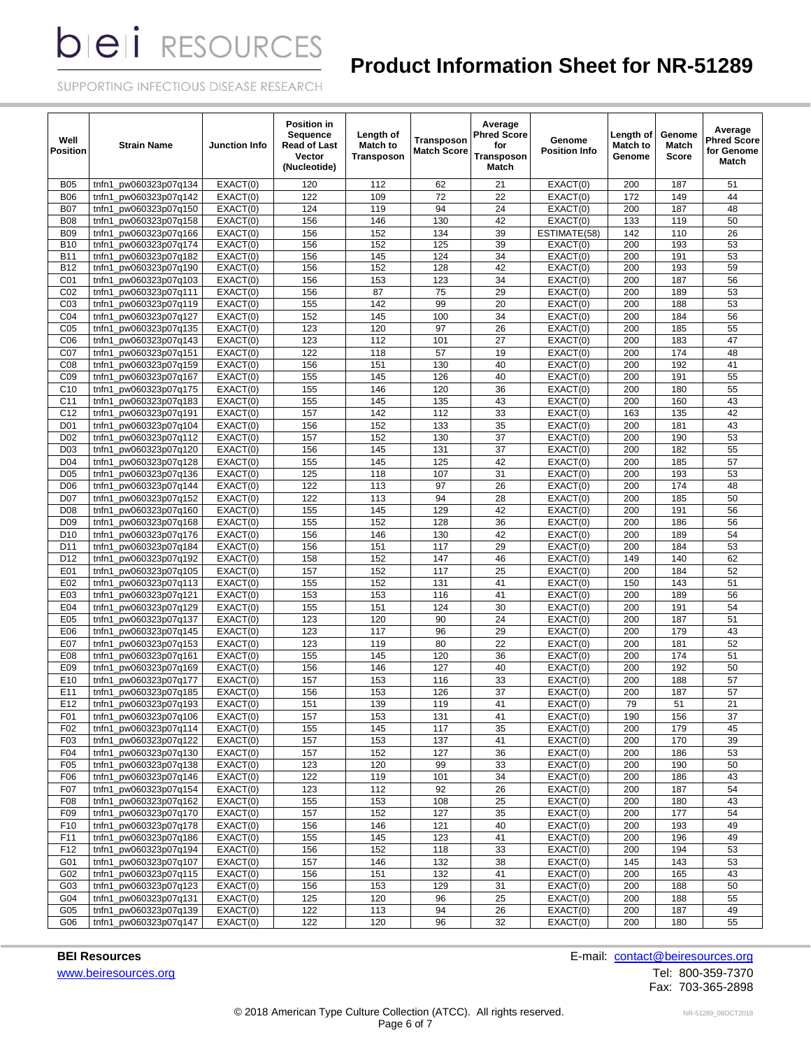| Well Position | Strain Name | Junction Info | Position in Sequence Read of Last Vector (Nucleotide) | Length of Match to Transposon | Transposon Match Score | Average Phred Score for Transposon Match | Genome Position Info | Length of Match to Genome | Genome Match Score | Average Phred Score for Genome Match |
|---|---|---|---|---|---|---|---|---|---|---|
| B05 | tnfn1_pw060323p07q134 | EXACT(0) | 120 | 112 | 62 | 21 | EXACT(0) | 200 | 187 | 51 |
| B06 | tnfn1_pw060323p07q142 | EXACT(0) | 122 | 109 | 72 | 22 | EXACT(0) | 172 | 149 | 44 |
| B07 | tnfn1_pw060323p07q150 | EXACT(0) | 124 | 119 | 94 | 24 | EXACT(0) | 200 | 187 | 48 |
| B08 | tnfn1_pw060323p07q158 | EXACT(0) | 156 | 146 | 130 | 42 | EXACT(0) | 133 | 119 | 50 |
| B09 | tnfn1_pw060323p07q166 | EXACT(0) | 156 | 152 | 134 | 39 | ESTIMATE(58) | 142 | 110 | 26 |
| B10 | tnfn1_pw060323p07q174 | EXACT(0) | 156 | 152 | 125 | 39 | EXACT(0) | 200 | 193 | 53 |
| B11 | tnfn1_pw060323p07q182 | EXACT(0) | 156 | 145 | 124 | 34 | EXACT(0) | 200 | 191 | 53 |
| B12 | tnfn1_pw060323p07q190 | EXACT(0) | 156 | 152 | 128 | 42 | EXACT(0) | 200 | 193 | 59 |
| C01 | tnfn1_pw060323p07q103 | EXACT(0) | 156 | 153 | 123 | 34 | EXACT(0) | 200 | 187 | 56 |
| C02 | tnfn1_pw060323p07q111 | EXACT(0) | 156 | 87 | 75 | 29 | EXACT(0) | 200 | 189 | 53 |
| C03 | tnfn1_pw060323p07q119 | EXACT(0) | 155 | 142 | 99 | 20 | EXACT(0) | 200 | 188 | 53 |
| C04 | tnfn1_pw060323p07q127 | EXACT(0) | 152 | 145 | 100 | 34 | EXACT(0) | 200 | 184 | 56 |
| C05 | tnfn1_pw060323p07q135 | EXACT(0) | 123 | 120 | 97 | 26 | EXACT(0) | 200 | 185 | 55 |
| C06 | tnfn1_pw060323p07q143 | EXACT(0) | 123 | 112 | 101 | 27 | EXACT(0) | 200 | 183 | 47 |
| C07 | tnfn1_pw060323p07q151 | EXACT(0) | 122 | 118 | 57 | 19 | EXACT(0) | 200 | 174 | 48 |
| C08 | tnfn1_pw060323p07q159 | EXACT(0) | 156 | 151 | 130 | 40 | EXACT(0) | 200 | 192 | 41 |
| C09 | tnfn1_pw060323p07q167 | EXACT(0) | 155 | 145 | 126 | 40 | EXACT(0) | 200 | 191 | 55 |
| C10 | tnfn1_pw060323p07q175 | EXACT(0) | 155 | 146 | 120 | 36 | EXACT(0) | 200 | 180 | 55 |
| C11 | tnfn1_pw060323p07q183 | EXACT(0) | 155 | 145 | 135 | 43 | EXACT(0) | 200 | 160 | 43 |
| C12 | tnfn1_pw060323p07q191 | EXACT(0) | 157 | 142 | 112 | 33 | EXACT(0) | 163 | 135 | 42 |
| D01 | tnfn1_pw060323p07q104 | EXACT(0) | 156 | 152 | 133 | 35 | EXACT(0) | 200 | 181 | 43 |
| D02 | tnfn1_pw060323p07q112 | EXACT(0) | 157 | 152 | 130 | 37 | EXACT(0) | 200 | 190 | 53 |
| D03 | tnfn1_pw060323p07q120 | EXACT(0) | 156 | 145 | 131 | 37 | EXACT(0) | 200 | 182 | 55 |
| D04 | tnfn1_pw060323p07q128 | EXACT(0) | 155 | 145 | 125 | 42 | EXACT(0) | 200 | 185 | 57 |
| D05 | tnfn1_pw060323p07q136 | EXACT(0) | 125 | 118 | 107 | 31 | EXACT(0) | 200 | 193 | 53 |
| D06 | tnfn1_pw060323p07q144 | EXACT(0) | 122 | 113 | 97 | 26 | EXACT(0) | 200 | 174 | 48 |
| D07 | tnfn1_pw060323p07q152 | EXACT(0) | 122 | 113 | 94 | 28 | EXACT(0) | 200 | 185 | 50 |
| D08 | tnfn1_pw060323p07q160 | EXACT(0) | 155 | 145 | 129 | 42 | EXACT(0) | 200 | 191 | 56 |
| D09 | tnfn1_pw060323p07q168 | EXACT(0) | 155 | 152 | 128 | 36 | EXACT(0) | 200 | 186 | 56 |
| D10 | tnfn1_pw060323p07q176 | EXACT(0) | 156 | 146 | 130 | 42 | EXACT(0) | 200 | 189 | 54 |
| D11 | tnfn1_pw060323p07q184 | EXACT(0) | 156 | 151 | 117 | 29 | EXACT(0) | 200 | 184 | 53 |
| D12 | tnfn1_pw060323p07q192 | EXACT(0) | 158 | 152 | 147 | 46 | EXACT(0) | 149 | 140 | 62 |
| E01 | tnfn1_pw060323p07q105 | EXACT(0) | 157 | 152 | 117 | 25 | EXACT(0) | 200 | 184 | 52 |
| E02 | tnfn1_pw060323p07q113 | EXACT(0) | 155 | 152 | 131 | 41 | EXACT(0) | 150 | 143 | 51 |
| E03 | tnfn1_pw060323p07q121 | EXACT(0) | 153 | 153 | 116 | 41 | EXACT(0) | 200 | 189 | 56 |
| E04 | tnfn1_pw060323p07q129 | EXACT(0) | 155 | 151 | 124 | 30 | EXACT(0) | 200 | 191 | 54 |
| E05 | tnfn1_pw060323p07q137 | EXACT(0) | 123 | 120 | 90 | 24 | EXACT(0) | 200 | 187 | 51 |
| E06 | tnfn1_pw060323p07q145 | EXACT(0) | 123 | 117 | 96 | 29 | EXACT(0) | 200 | 179 | 43 |
| E07 | tnfn1_pw060323p07q153 | EXACT(0) | 123 | 119 | 80 | 22 | EXACT(0) | 200 | 181 | 52 |
| E08 | tnfn1_pw060323p07q161 | EXACT(0) | 155 | 145 | 120 | 36 | EXACT(0) | 200 | 174 | 51 |
| E09 | tnfn1_pw060323p07q169 | EXACT(0) | 156 | 146 | 127 | 40 | EXACT(0) | 200 | 192 | 50 |
| E10 | tnfn1_pw060323p07q177 | EXACT(0) | 157 | 153 | 116 | 33 | EXACT(0) | 200 | 188 | 57 |
| E11 | tnfn1_pw060323p07q185 | EXACT(0) | 156 | 153 | 126 | 37 | EXACT(0) | 200 | 187 | 57 |
| E12 | tnfn1_pw060323p07q193 | EXACT(0) | 151 | 139 | 119 | 41 | EXACT(0) | 79 | 51 | 21 |
| F01 | tnfn1_pw060323p07q106 | EXACT(0) | 157 | 153 | 131 | 41 | EXACT(0) | 190 | 156 | 37 |
| F02 | tnfn1_pw060323p07q114 | EXACT(0) | 155 | 145 | 117 | 35 | EXACT(0) | 200 | 179 | 45 |
| F03 | tnfn1_pw060323p07q122 | EXACT(0) | 157 | 153 | 137 | 41 | EXACT(0) | 200 | 170 | 39 |
| F04 | tnfn1_pw060323p07q130 | EXACT(0) | 157 | 152 | 127 | 36 | EXACT(0) | 200 | 186 | 53 |
| F05 | tnfn1_pw060323p07q138 | EXACT(0) | 123 | 120 | 99 | 33 | EXACT(0) | 200 | 190 | 50 |
| F06 | tnfn1_pw060323p07q146 | EXACT(0) | 122 | 119 | 101 | 34 | EXACT(0) | 200 | 186 | 43 |
| F07 | tnfn1_pw060323p07q154 | EXACT(0) | 123 | 112 | 92 | 26 | EXACT(0) | 200 | 187 | 54 |
| F08 | tnfn1_pw060323p07q162 | EXACT(0) | 155 | 153 | 108 | 25 | EXACT(0) | 200 | 180 | 43 |
| F09 | tnfn1_pw060323p07q170 | EXACT(0) | 157 | 152 | 127 | 35 | EXACT(0) | 200 | 177 | 54 |
| F10 | tnfn1_pw060323p07q178 | EXACT(0) | 156 | 146 | 121 | 40 | EXACT(0) | 200 | 193 | 49 |
| F11 | tnfn1_pw060323p07q186 | EXACT(0) | 155 | 145 | 123 | 41 | EXACT(0) | 200 | 196 | 49 |
| F12 | tnfn1_pw060323p07q194 | EXACT(0) | 156 | 152 | 118 | 33 | EXACT(0) | 200 | 194 | 53 |
| G01 | tnfn1_pw060323p07q107 | EXACT(0) | 157 | 146 | 132 | 38 | EXACT(0) | 145 | 143 | 53 |
| G02 | tnfn1_pw060323p07q115 | EXACT(0) | 156 | 151 | 132 | 41 | EXACT(0) | 200 | 165 | 43 |
| G03 | tnfn1_pw060323p07q123 | EXACT(0) | 156 | 153 | 129 | 31 | EXACT(0) | 200 | 188 | 50 |
| G04 | tnfn1_pw060323p07q131 | EXACT(0) | 125 | 120 | 96 | 25 | EXACT(0) | 200 | 188 | 55 |
| G05 | tnfn1_pw060323p07q139 | EXACT(0) | 122 | 113 | 94 | 26 | EXACT(0) | 200 | 187 | 49 |
| G06 | tnfn1_pw060323p07q147 | EXACT(0) | 122 | 120 | 96 | 32 | EXACT(0) | 200 | 180 | 55 |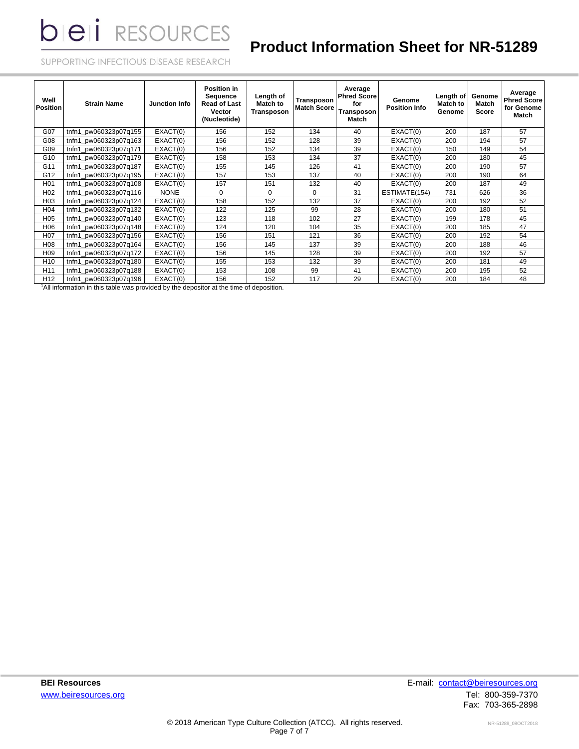| Well Position | Strain Name | Junction Info | Position in Sequence Read of Last Vector (Nucleotide) | Length of Match to Transposon | Transposon Match Score | Average Phred Score for Transposon Match | Genome Position Info | Length of Match to Genome | Genome Match Score | Average Phred Score for Genome Match |
|---|---|---|---|---|---|---|---|---|---|---|
| G07 | tnfn1_pw060323p07q155 | EXACT(0) | 156 | 152 | 134 | 40 | EXACT(0) | 200 | 187 | 57 |
| G08 | tnfn1_pw060323p07q163 | EXACT(0) | 156 | 152 | 128 | 39 | EXACT(0) | 200 | 194 | 57 |
| G09 | tnfn1_pw060323p07q171 | EXACT(0) | 156 | 152 | 134 | 39 | EXACT(0) | 150 | 149 | 54 |
| G10 | tnfn1_pw060323p07q179 | EXACT(0) | 158 | 153 | 134 | 37 | EXACT(0) | 200 | 180 | 45 |
| G11 | tnfn1_pw060323p07q187 | EXACT(0) | 155 | 145 | 126 | 41 | EXACT(0) | 200 | 190 | 57 |
| G12 | tnfn1_pw060323p07q195 | EXACT(0) | 157 | 153 | 137 | 40 | EXACT(0) | 200 | 190 | 64 |
| H01 | tnfn1_pw060323p07q108 | EXACT(0) | 157 | 151 | 132 | 40 | EXACT(0) | 200 | 187 | 49 |
| H02 | tnfn1_pw060323p07q116 | NONE | 0 | 0 | 0 | 31 | ESTIMATE(154) | 731 | 626 | 36 |
| H03 | tnfn1_pw060323p07q124 | EXACT(0) | 158 | 152 | 132 | 37 | EXACT(0) | 200 | 192 | 52 |
| H04 | tnfn1_pw060323p07q132 | EXACT(0) | 122 | 125 | 99 | 28 | EXACT(0) | 200 | 180 | 51 |
| H05 | tnfn1_pw060323p07q140 | EXACT(0) | 123 | 118 | 102 | 27 | EXACT(0) | 199 | 178 | 45 |
| H06 | tnfn1_pw060323p07q148 | EXACT(0) | 124 | 120 | 104 | 35 | EXACT(0) | 200 | 185 | 47 |
| H07 | tnfn1_pw060323p07q156 | EXACT(0) | 156 | 151 | 121 | 36 | EXACT(0) | 200 | 192 | 54 |
| H08 | tnfn1_pw060323p07q164 | EXACT(0) | 156 | 145 | 137 | 39 | EXACT(0) | 200 | 188 | 46 |
| H09 | tnfn1_pw060323p07q172 | EXACT(0) | 156 | 145 | 128 | 39 | EXACT(0) | 200 | 192 | 57 |
| H10 | tnfn1_pw060323p07q180 | EXACT(0) | 155 | 153 | 132 | 39 | EXACT(0) | 200 | 181 | 49 |
| H11 | tnfn1_pw060323p07q188 | EXACT(0) | 153 | 108 | 99 | 41 | EXACT(0) | 200 | 195 | 52 |
| H12 | tnfn1_pw060323p07q196 | EXACT(0) | 156 | 152 | 117 | 29 | EXACT(0) | 200 | 184 | 48 |

[1]All information in this table was provided by the depositor at the time of deposition.